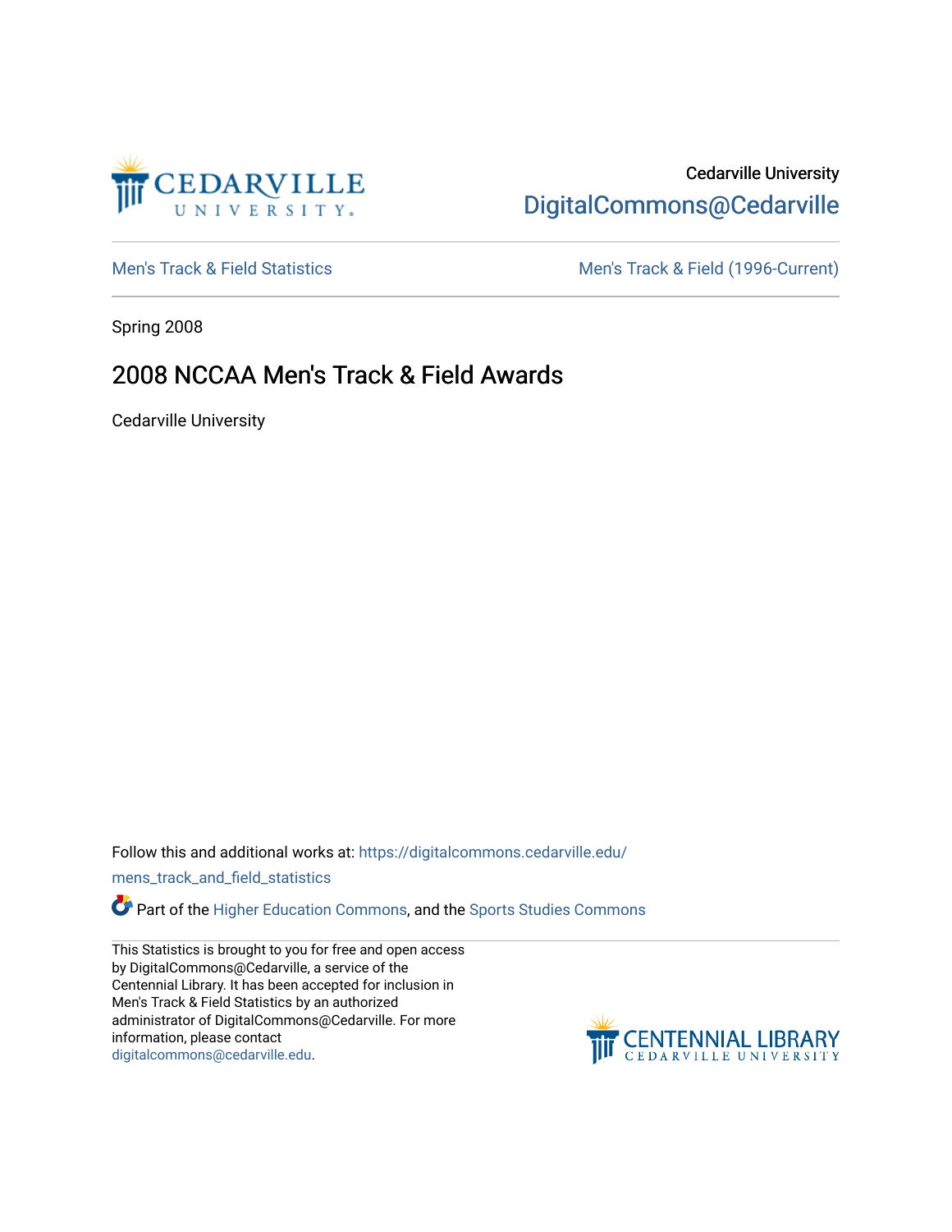Cedarville University

DigitalCommons@Cedarville

Men's Track & Field Statistics

Men's Track & Field (1996-Current)

Spring 2008

# 2008 NCCAA Men's Track & Field Awards

Cedarville University

Follow this and additional works at: https://digitalcommons.cedarville.edu/mens_track_and_field_statistics

Part of the Higher Education Commons, and the Sports Studies Commons

This Statistics is brought to you for free and open access by DigitalCommons@Cedarville, a service of the Centennial Library. It has been accepted for inclusion in Men's Track & Field Statistics by an authorized administrator of DigitalCommons@Cedarville. For more information, please contact digitalcommons@cedarville.edu.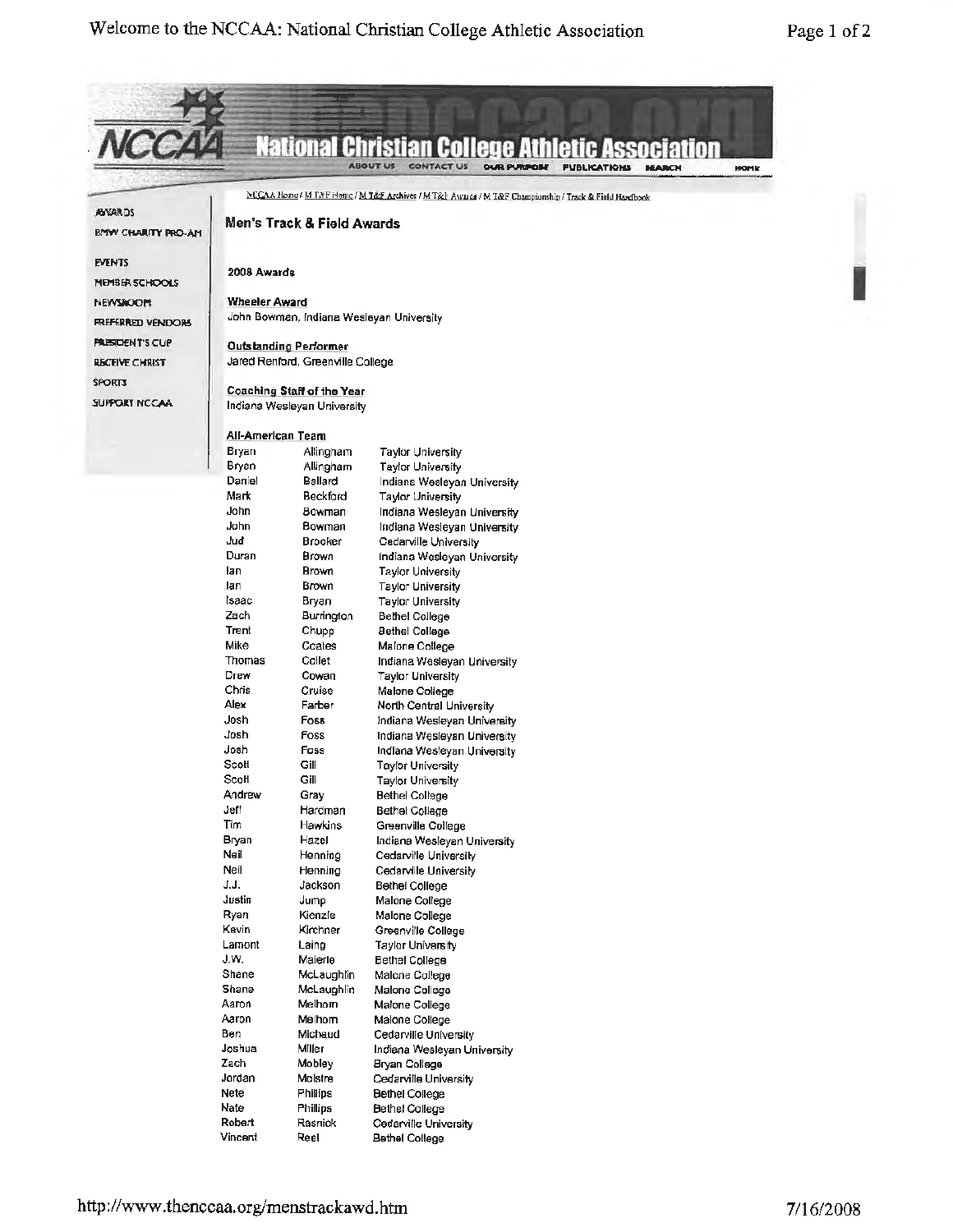# National Christian College Athletic Association

ABOUT US | CONTACT US | OUR PURPOSE | PUBLICATIONS | SEARCH | HOME

NCCAA Home / M T&F Home / M T&F Archives / M T&F Awards / M T&F Championship / Track & Field Handbook

- AWARDS
- BMW CHARITY PRO-AM
- EVENTS
- MEMBER SCHOOLS
- NEWSROOM
- PREFERRED VENDORS
- PRESIDENT'S CUP
- RECEIVE CHRIST
- SPORTS
- SUPPORT NCCAA

## Men's Track & Field Awards

### 2008 Awards

**Wheeler Award**
John Bowman, Indiana Wesleyan University

**Outstanding Performer**
Jared Renford, Greenville College

**Coaching Staff of the Year**
Indiana Wesleyan University

**All-American Team**

| | | |
|---|---|---|
| Bryan | Allingham | Taylor University |
| Bryan | Allingham | Taylor University |
| Daniel | Ballard | Indiana Wesleyan University |
| Mark | Beckford | Taylor University |
| John | Bowman | Indiana Wesleyan University |
| John | Bowman | Indiana Wesleyan University |
| Jud | Brooker | Cedarville University |
| Duran | Brown | Indiana Wesleyan University |
| Ian | Brown | Taylor University |
| Ian | Brown | Taylor University |
| Isaac | Bryan | Taylor University |
| Zach | Burrington | Bethel College |
| Trent | Chupp | Bethel College |
| Mike | Coates | Malone College |
| Thomas | Collet | Indiana Wesleyan University |
| Drew | Cowan | Taylor University |
| Chris | Cruise | Malone College |
| Alex | Farber | North Central University |
| Josh | Foss | Indiana Wesleyan University |
| Josh | Foss | Indiana Wesleyan University |
| Josh | Foss | Indiana Wesleyan University |
| Scott | Gill | Taylor University |
| Scott | Gill | Taylor University |
| Andrew | Gray | Bethel College |
| Jeff | Hardman | Bethel College |
| Tim | Hawkins | Greenville College |
| Bryan | Hazel | Indiana Wesleyan University |
| Neil | Henning | Cedarville University |
| Neil | Henning | Cedarville University |
| J.J. | Jackson | Bethel College |
| Justin | Jump | Malone College |
| Ryan | Kienzle | Malone College |
| Kevin | Kirchner | Greenville College |
| Lamont | Laing | Taylor University |
| J.W. | Malerle | Bethel College |
| Shane | McLaughlin | Malone College |
| Shane | McLaughlin | Malone College |
| Aaron | Melhorn | Malone College |
| Aaron | Melhorn | Malone College |
| Ben | Michaud | Cedarville University |
| Joshua | Miller | Indiana Wesleyan University |
| Zach | Mobley | Bryan College |
| Jordan | Molstre | Cedarville University |
| Nate | Phillips | Bethel College |
| Nate | Phillips | Bethel College |
| Robert | Rasnick | Cedarville University |
| Vincent | Reel | Bethel College |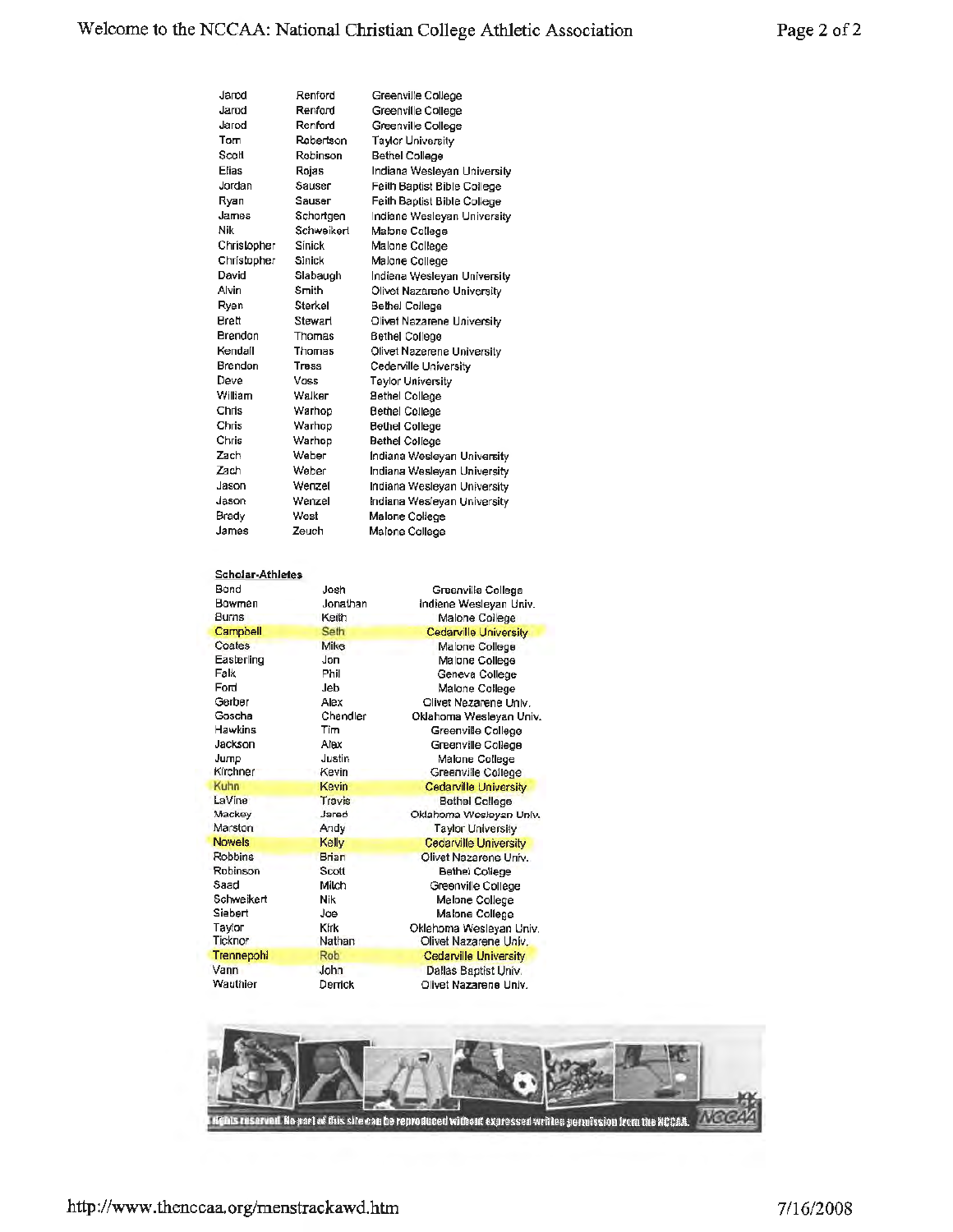| | | |
|---|---|---|
| Jarod | Renford | Greenville College |
| Jarod | Renford | Greenville College |
| Jarod | Renford | Greenville College |
| Tom | Robertson | Taylor University |
| Scott | Robinson | Bethel College |
| Elias | Rojas | Indiana Wesleyan University |
| Jordan | Sauser | Faith Baptist Bible College |
| Ryan | Sauser | Faith Baptist Bible College |
| James | Schortgen | Indiana Wesleyan University |
| Nik | Schweikert | Malone College |
| Christopher | Sinick | Malone College |
| Christopher | Sinick | Malone College |
| David | Slabaugh | Indiana Wesleyan University |
| Alvin | Smith | Olivet Nazarene University |
| Ryan | Sterkel | Bethel College |
| Brett | Stewart | Olivet Nazarene University |
| Brendon | Thomas | Bethel College |
| Kendall | Thomas | Olivet Nazarene University |
| Brendon | Tress | Cedarville University |
| Deve | Voss | Taylor University |
| William | Walker | Bethel College |
| Chris | Warhop | Bethel College |
| Chris | Warhop | Bethel College |
| Chris | Warhop | Bethel College |
| Zach | Weber | Indiana Wesleyan University |
| Zach | Weber | Indiana Wesleyan University |
| Jason | Wenzel | Indiana Wesleyan University |
| Jason | Wenzel | Indiana Wesleyan University |
| Brody | West | Malone College |
| James | Zeuch | Malone College |

**Scholar-Athletes**

| | | |
|---|---|---|
| Bond | Josh | Greenville College |
| Bowmen | Jonathan | Indiene Wesleyan Univ. |
| Burns | Keith | Malone College |
| Campbell | Seth | Cedarville University |
| Coates | Mike | Malone College |
| Easterling | Jon | Malone College |
| Falk | Phil | Geneva College |
| Ford | Jeb | Malone College |
| Gerber | Alex | Olivet Nazarene Univ. |
| Goscha | Chandler | Oklahoma Wesleyan Univ. |
| Hawkins | Tim | Greenville College |
| Jackson | Alex | Greenville College |
| Jump | Justin | Malone College |
| Kirchner | Kevin | Greenville College |
| Kuhn | Kevin | Cedarville University |
| LaVine | Travis | Bethel College |
| Mackey | Jared | Oklahoma Wesleyan Univ. |
| Marston | Andy | Taylor University |
| Nowels | Kelly | Cedarville University |
| Robbins | Brian | Olivet Nazarene Univ. |
| Robinson | Scott | Bethel College |
| Saad | Mitch | Greenville College |
| Schweikert | Nik | Malone College |
| Siebert | Joe | Malone College |
| Taylor | Kirk | Oklahoma Wesleyan Univ. |
| Ticknor | Nathan | Olivet Nazarene Univ. |
| Trennepohl | Rob | Cedarville University |
| Vann | John | Dallas Baptist Univ. |
| Wauthier | Derrick | Olivet Nazarene Univ. |

Rights reserved. No part of this site can be reproduced without expressed written permission from the NCCAA.

http://www.thenccaa.org/menstrackawd.htm 7/16/2008